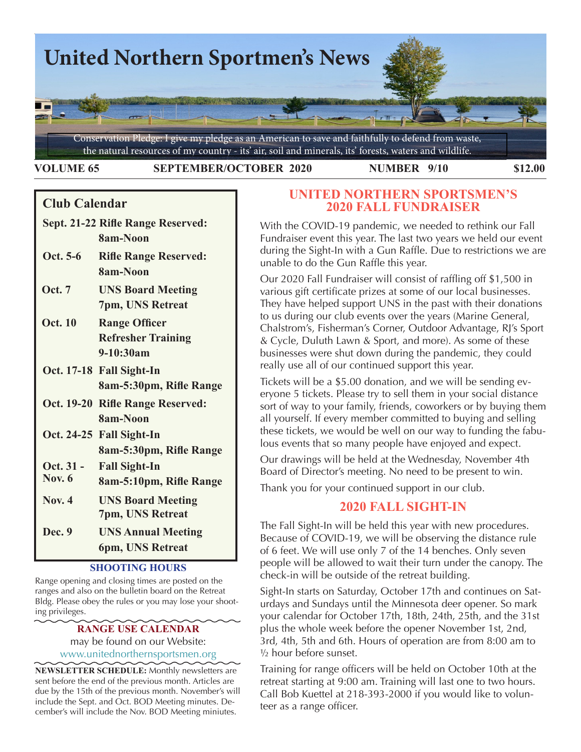# United Northern Sportmen's News

Conservation Pledge: I give my pledge as an American to save and faithfully to defend from waste, the natural resources of my country - its' air, soil and minerals, its' forests, waters and wildlife.

**VOLUME 65** **SEPTEMBER/OCTOBER 2020** **NUMBER 9/10** **$12.00**

## Club Calendar

| Date | Event |
|---|---|
| **Sept. 21-22** | **Rifle Range Reserved: 8am-Noon** |
| **Oct. 5-6** | **Rifle Range Reserved: 8am-Noon** |
| **Oct. 7** | **UNS Board Meeting 7pm, UNS Retreat** |
| **Oct. 10** | **Range Officer Refresher Training 9-10:30am** |
| **Oct. 17-18** | **Fall Sight-In 8am-5:30pm, Rifle Range** |
| **Oct. 19-20** | **Rifle Range Reserved: 8am-Noon** |
| **Oct. 24-25** | **Fall Sight-In 8am-5:30pm, Rifle Range** |
| **Oct. 31 - Nov. 6** | **Fall Sight-In 8am-5:10pm, Rifle Range** |
| **Nov. 4** | **UNS Board Meeting 7pm, UNS Retreat** |
| **Dec. 9** | **UNS Annual Meeting 6pm, UNS Retreat** |

### SHOOTING HOURS

Range opening and closing times are posted on the ranges and also on the bulletin board on the Retreat Bldg. Please obey the rules or you may lose your shooting privileges.

### RANGE USE CALENDAR

may be found on our Website:
www.unitednorthernsportsmen.org

**NEWSLETTER SCHEDULE:** Monthly newsletters are sent before the end of the previous month. Articles are due by the 15th of the previous month. November's will include the Sept. and Oct. BOD Meeting minutes. December's will include the Nov. BOD Meeting miniutes.

## UNITED NORTHERN SPORTSMEN'S 2020 FALL FUNDRAISER

With the COVID-19 pandemic, we needed to rethink our Fall Fundraiser event this year. The last two years we held our event during the Sight-In with a Gun Raffle. Due to restrictions we are unable to do the Gun Raffle this year.

Our 2020 Fall Fundraiser will consist of raffling off $1,500 in various gift certificate prizes at some of our local businesses. They have helped support UNS in the past with their donations to us during our club events over the years (Marine General, Chalstrom's, Fisherman's Corner, Outdoor Advantage, RJ's Sport & Cycle, Duluth Lawn & Sport, and more). As some of these businesses were shut down during the pandemic, they could really use all of our continued support this year.

Tickets will be a $5.00 donation, and we will be sending everyone 5 tickets. Please try to sell them in your social distance sort of way to your family, friends, coworkers or by buying them all yourself. If every member committed to buying and selling these tickets, we would be well on our way to funding the fabulous events that so many people have enjoyed and expect.

Our drawings will be held at the Wednesday, November 4th Board of Director's meeting. No need to be present to win.

Thank you for your continued support in our club.

## 2020 FALL SIGHT-IN

The Fall Sight-In will be held this year with new procedures. Because of COVID-19, we will be observing the distance rule of 6 feet. We will use only 7 of the 14 benches. Only seven people will be allowed to wait their turn under the canopy. The check-in will be outside of the retreat building.

Sight-In starts on Saturday, October 17th and continues on Saturdays and Sundays until the Minnesota deer opener. So mark your calendar for October 17th, 18th, 24th, 25th, and the 31st plus the whole week before the opener November 1st, 2nd, 3rd, 4th, 5th and 6th. Hours of operation are from 8:00 am to ½ hour before sunset.

Training for range officers will be held on October 10th at the retreat starting at 9:00 am. Training will last one to two hours. Call Bob Kuettel at 218-393-2000 if you would like to volunteer as a range officer.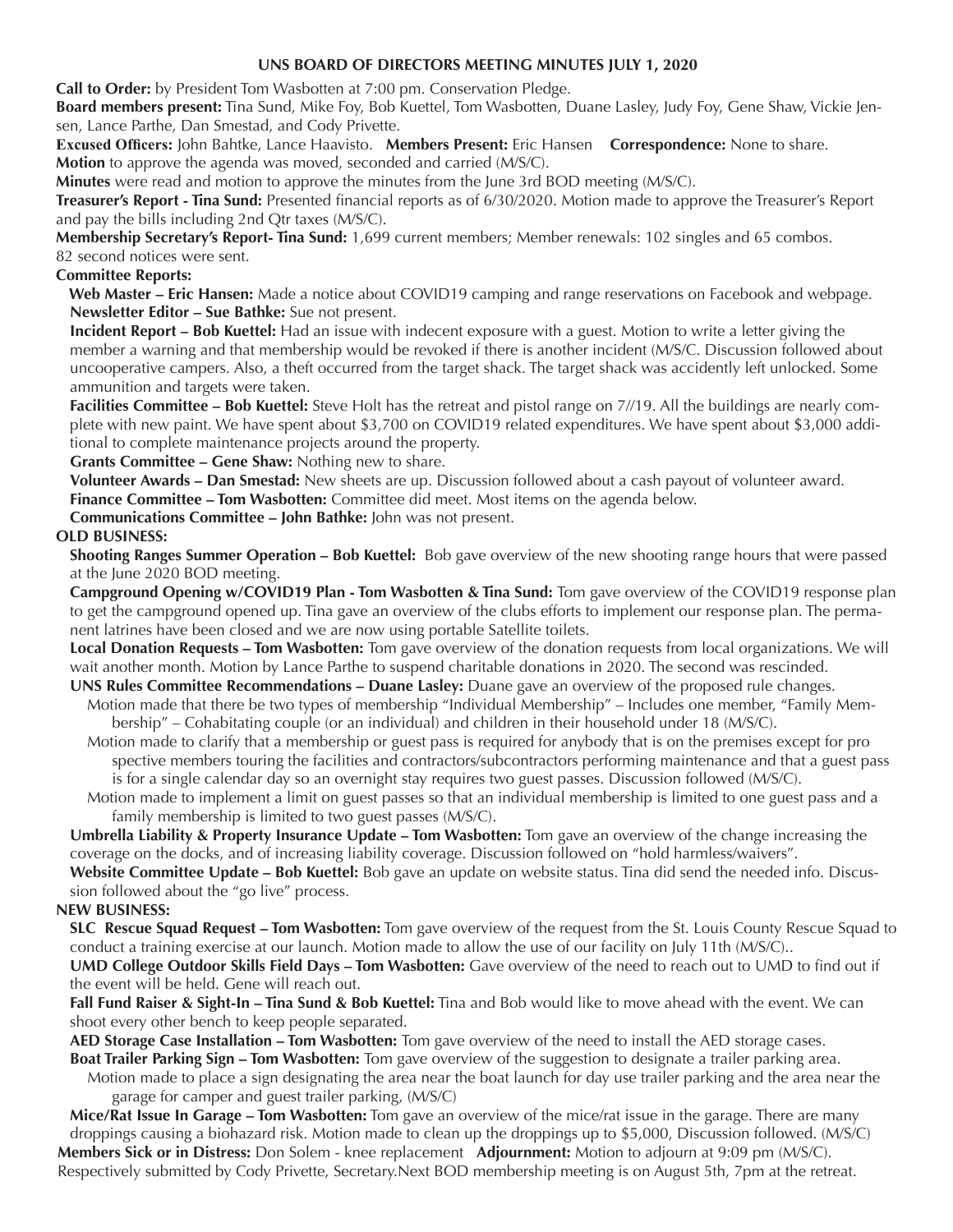## UNS BOARD OF DIRECTORS MEETING MINUTES JULY 1, 2020

**Call to Order:** by President Tom Wasbotten at 7:00 pm. Conservation Pledge.

**Board members present:** Tina Sund, Mike Foy, Bob Kuettel, Tom Wasbotten, Duane Lasley, Judy Foy, Gene Shaw, Vickie Jensen, Lance Parthe, Dan Smestad, and Cody Privette.

**Excused Officers:** John Bahtke, Lance Haavisto. **Members Present:** Eric Hansen **Correspondence:** None to share.

**Motion** to approve the agenda was moved, seconded and carried (M/S/C).

**Minutes** were read and motion to approve the minutes from the June 3rd BOD meeting (M/S/C).

**Treasurer's Report - Tina Sund:** Presented financial reports as of 6/30/2020. Motion made to approve the Treasurer's Report and pay the bills including 2nd Qtr taxes (M/S/C).

**Membership Secretary's Report- Tina Sund:** 1,699 current members; Member renewals: 102 singles and 65 combos. 82 second notices were sent.

**Committee Reports:**

**Web Master – Eric Hansen:** Made a notice about COVID19 camping and range reservations on Facebook and webpage.

**Newsletter Editor – Sue Bathke:** Sue not present.

**Incident Report – Bob Kuettel:** Had an issue with indecent exposure with a guest. Motion to write a letter giving the member a warning and that membership would be revoked if there is another incident (M/S/C. Discussion followed about uncooperative campers. Also, a theft occurred from the target shack. The target shack was accidently left unlocked. Some ammunition and targets were taken.

**Facilities Committee – Bob Kuettel:** Steve Holt has the retreat and pistol range on 7//19. All the buildings are nearly complete with new paint. We have spent about $3,700 on COVID19 related expenditures. We have spent about $3,000 additional to complete maintenance projects around the property.

**Grants Committee – Gene Shaw:** Nothing new to share.

**Volunteer Awards – Dan Smestad:** New sheets are up. Discussion followed about a cash payout of volunteer award.

**Finance Committee – Tom Wasbotten:** Committee did meet. Most items on the agenda below.

**Communications Committee – John Bathke:** John was not present.

**OLD BUSINESS:**

**Shooting Ranges Summer Operation – Bob Kuettel:** Bob gave overview of the new shooting range hours that were passed at the June 2020 BOD meeting.

**Campground Opening w/COVID19 Plan - Tom Wasbotten & Tina Sund:** Tom gave overview of the COVID19 response plan to get the campground opened up. Tina gave an overview of the clubs efforts to implement our response plan. The permanent latrines have been closed and we are now using portable Satellite toilets.

**Local Donation Requests – Tom Wasbotten:** Tom gave overview of the donation requests from local organizations. We will wait another month. Motion by Lance Parthe to suspend charitable donations in 2020. The second was rescinded.

**UNS Rules Committee Recommendations – Duane Lasley:** Duane gave an overview of the proposed rule changes.

- Motion made that there be two types of membership "Individual Membership" – Includes one member, "Family Membership" – Cohabitating couple (or an individual) and children in their household under 18 (M/S/C).
- Motion made to clarify that a membership or guest pass is required for anybody that is on the premises except for pro spective members touring the facilities and contractors/subcontractors performing maintenance and that a guest pass is for a single calendar day so an overnight stay requires two guest passes. Discussion followed (M/S/C).
- Motion made to implement a limit on guest passes so that an individual membership is limited to one guest pass and a family membership is limited to two guest passes (M/S/C).

**Umbrella Liability & Property Insurance Update – Tom Wasbotten:** Tom gave an overview of the change increasing the coverage on the docks, and of increasing liability coverage. Discussion followed on "hold harmless/waivers".

**Website Committee Update – Bob Kuettel:** Bob gave an update on website status. Tina did send the needed info. Discussion followed about the "go live" process.

**NEW BUSINESS:**

**SLC Rescue Squad Request – Tom Wasbotten:** Tom gave overview of the request from the St. Louis County Rescue Squad to conduct a training exercise at our launch. Motion made to allow the use of our facility on July 11th (M/S/C)..

**UMD College Outdoor Skills Field Days – Tom Wasbotten:** Gave overview of the need to reach out to UMD to find out if the event will be held. Gene will reach out.

**Fall Fund Raiser & Sight-In – Tina Sund & Bob Kuettel:** Tina and Bob would like to move ahead with the event. We can shoot every other bench to keep people separated.

**AED Storage Case Installation – Tom Wasbotten:** Tom gave overview of the need to install the AED storage cases.

**Boat Trailer Parking Sign – Tom Wasbotten:** Tom gave overview of the suggestion to designate a trailer parking area.

- Motion made to place a sign designating the area near the boat launch for day use trailer parking and the area near the garage for camper and guest trailer parking, (M/S/C)

**Mice/Rat Issue In Garage – Tom Wasbotten:** Tom gave an overview of the mice/rat issue in the garage. There are many droppings causing a biohazard risk. Motion made to clean up the droppings up to $5,000, Discussion followed. (M/S/C)

**Members Sick or in Distress:** Don Solem - knee replacement **Adjournment:** Motion to adjourn at 9:09 pm (M/S/C).

Respectively submitted by Cody Privette, Secretary.Next BOD membership meeting is on August 5th, 7pm at the retreat.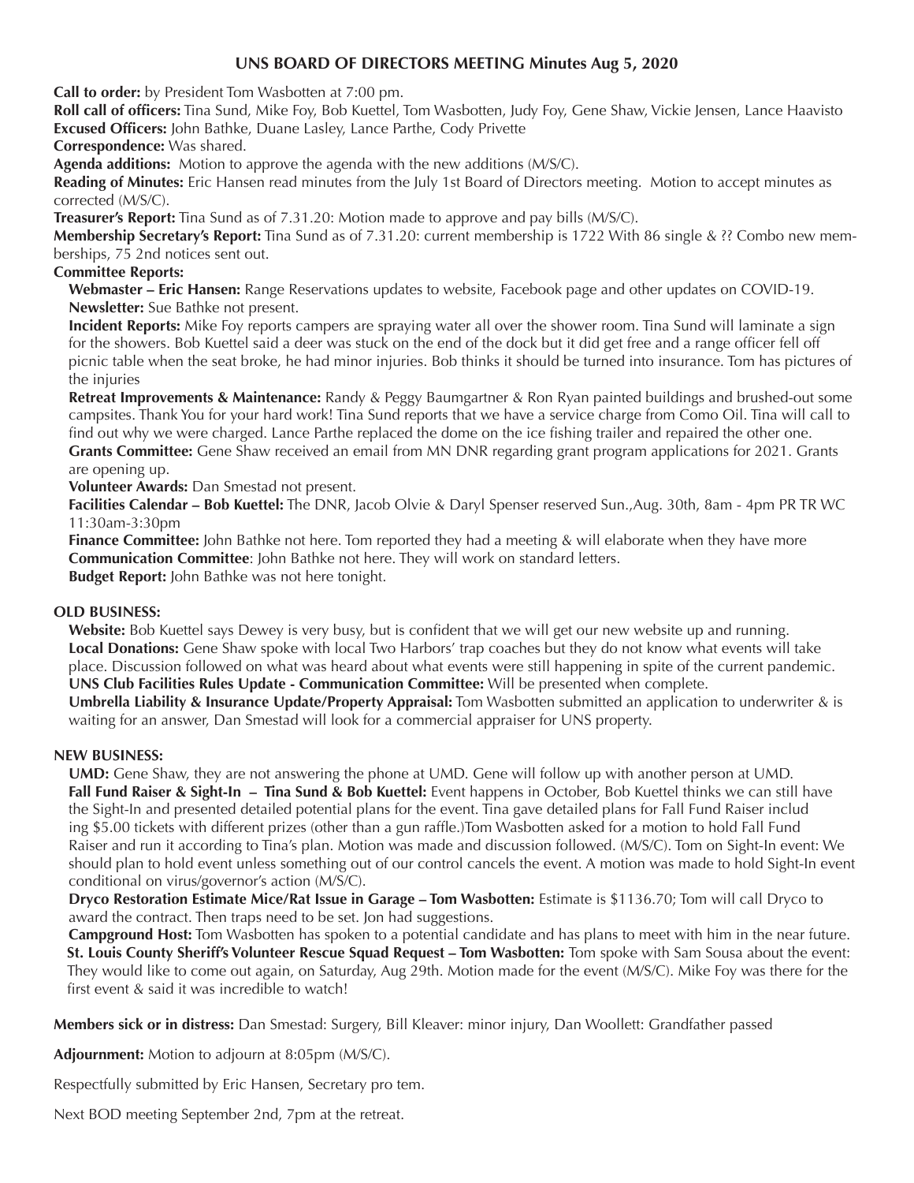## UNS BOARD OF DIRECTORS MEETING Minutes Aug 5, 2020

**Call to order:** by President Tom Wasbotten at 7:00 pm.

**Roll call of officers:** Tina Sund, Mike Foy, Bob Kuettel, Tom Wasbotten, Judy Foy, Gene Shaw, Vickie Jensen, Lance Haavisto

**Excused Officers:** John Bathke, Duane Lasley, Lance Parthe, Cody Privette

**Correspondence:** Was shared.

**Agenda additions:** Motion to approve the agenda with the new additions (M/S/C).

**Reading of Minutes:** Eric Hansen read minutes from the July 1st Board of Directors meeting. Motion to accept minutes as corrected (M/S/C).

**Treasurer's Report:** Tina Sund as of 7.31.20: Motion made to approve and pay bills (M/S/C).

**Membership Secretary's Report:** Tina Sund as of 7.31.20: current membership is 1722 With 86 single & ?? Combo new memberships, 75 2nd notices sent out.

**Committee Reports:**

**Webmaster – Eric Hansen:** Range Reservations updates to website, Facebook page and other updates on COVID-19.

**Newsletter:** Sue Bathke not present.

**Incident Reports:** Mike Foy reports campers are spraying water all over the shower room. Tina Sund will laminate a sign for the showers. Bob Kuettel said a deer was stuck on the end of the dock but it did get free and a range officer fell off picnic table when the seat broke, he had minor injuries. Bob thinks it should be turned into insurance. Tom has pictures of the injuries

**Retreat Improvements & Maintenance:** Randy & Peggy Baumgartner & Ron Ryan painted buildings and brushed-out some campsites. Thank You for your hard work! Tina Sund reports that we have a service charge from Como Oil. Tina will call to find out why we were charged. Lance Parthe replaced the dome on the ice fishing trailer and repaired the other one.

**Grants Committee:** Gene Shaw received an email from MN DNR regarding grant program applications for 2021. Grants are opening up.

**Volunteer Awards:** Dan Smestad not present.

**Facilities Calendar – Bob Kuettel:** The DNR, Jacob Olvie & Daryl Spenser reserved Sun.,Aug. 30th, 8am - 4pm PR TR WC 11:30am-3:30pm

**Finance Committee:** John Bathke not here. Tom reported they had a meeting & will elaborate when they have more

**Communication Committee**: John Bathke not here. They will work on standard letters.

**Budget Report:** John Bathke was not here tonight.

**OLD BUSINESS:**

**Website:** Bob Kuettel says Dewey is very busy, but is confident that we will get our new website up and running.

**Local Donations:** Gene Shaw spoke with local Two Harbors' trap coaches but they do not know what events will take place. Discussion followed on what was heard about what events were still happening in spite of the current pandemic.

**UNS Club Facilities Rules Update - Communication Committee:** Will be presented when complete.

**Umbrella Liability & Insurance Update/Property Appraisal:** Tom Wasbotten submitted an application to underwriter & is waiting for an answer, Dan Smestad will look for a commercial appraiser for UNS property.

**NEW BUSINESS:**

**UMD:** Gene Shaw, they are not answering the phone at UMD. Gene will follow up with another person at UMD.

**Fall Fund Raiser & Sight-In – Tina Sund & Bob Kuettel:** Event happens in October, Bob Kuettel thinks we can still have the Sight-In and presented detailed potential plans for the event. Tina gave detailed plans for Fall Fund Raiser including $5.00 tickets with different prizes (other than a gun raffle.)Tom Wasbotten asked for a motion to hold Fall Fund Raiser and run it according to Tina's plan. Motion was made and discussion followed. (M/S/C). Tom on Sight-In event: We should plan to hold event unless something out of our control cancels the event. A motion was made to hold Sight-In event conditional on virus/governor's action (M/S/C).

**Dryco Restoration Estimate Mice/Rat Issue in Garage – Tom Wasbotten:** Estimate is $1136.70; Tom will call Dryco to award the contract. Then traps need to be set. Jon had suggestions.

**Campground Host:** Tom Wasbotten has spoken to a potential candidate and has plans to meet with him in the near future.

**St. Louis County Sheriff's Volunteer Rescue Squad Request – Tom Wasbotten:** Tom spoke with Sam Sousa about the event: They would like to come out again, on Saturday, Aug 29th. Motion made for the event (M/S/C). Mike Foy was there for the first event & said it was incredible to watch!

**Members sick or in distress:** Dan Smestad: Surgery, Bill Kleaver: minor injury, Dan Woollett: Grandfather passed

**Adjournment:** Motion to adjourn at 8:05pm (M/S/C).

Respectfully submitted by Eric Hansen, Secretary pro tem.

Next BOD meeting September 2nd, 7pm at the retreat.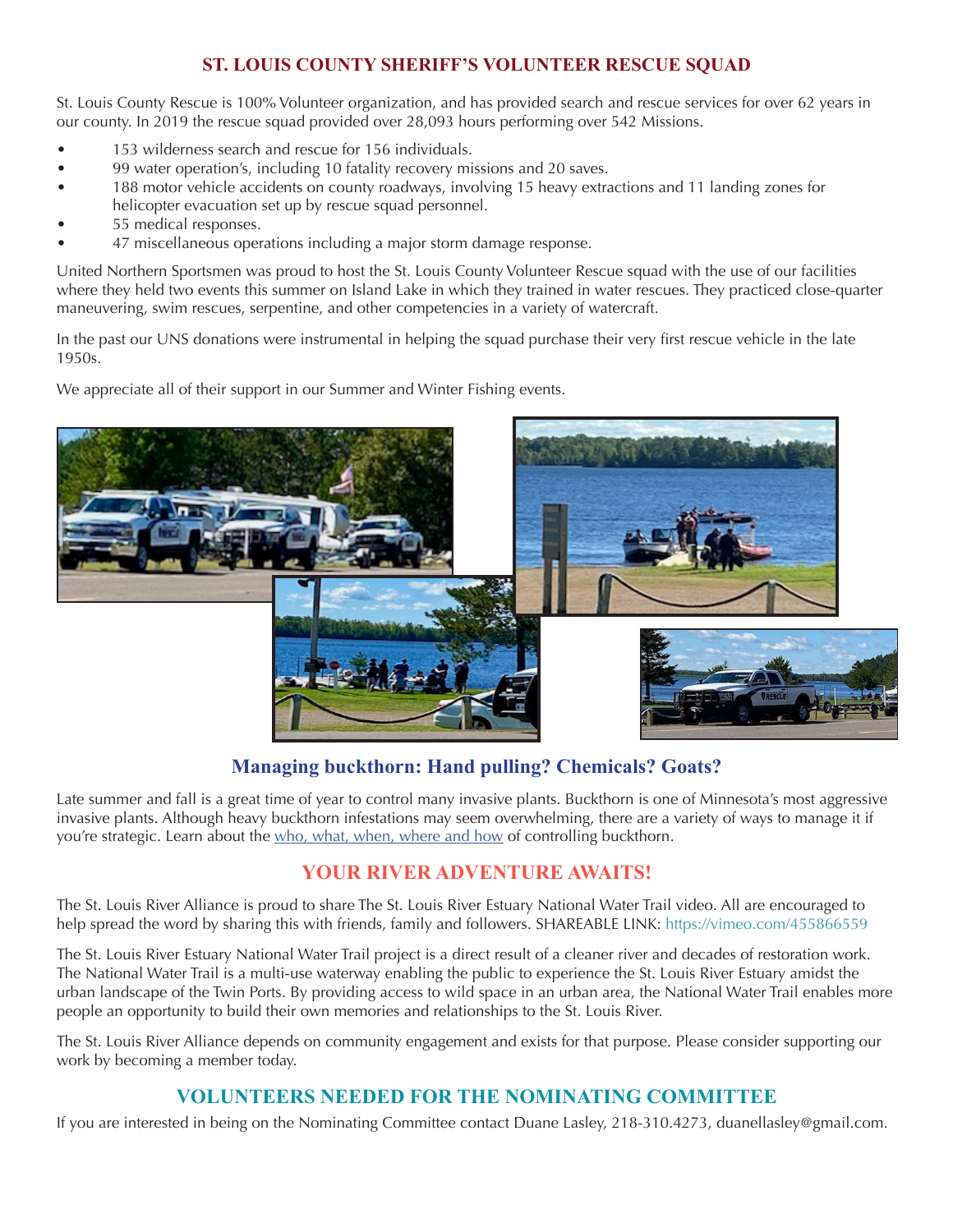## ST. LOUIS COUNTY SHERIFF'S VOLUNTEER RESCUE SQUAD

St. Louis County Rescue is 100% Volunteer organization, and has provided search and rescue services for over 62 years in our county. In 2019 the rescue squad provided over 28,093 hours performing over 542 Missions.

- 153 wilderness search and rescue for 156 individuals.
- 99 water operation's, including 10 fatality recovery missions and 20 saves.
- 188 motor vehicle accidents on county roadways, involving 15 heavy extractions and 11 landing zones for helicopter evacuation set up by rescue squad personnel.
- 55 medical responses.
- 47 miscellaneous operations including a major storm damage response.

United Northern Sportsmen was proud to host the St. Louis County Volunteer Rescue squad with the use of our facilities where they held two events this summer on Island Lake in which they trained in water rescues. They practiced close-quarter maneuvering, swim rescues, serpentine, and other competencies in a variety of watercraft.

In the past our UNS donations were instrumental in helping the squad purchase their very first rescue vehicle in the late 1950s.

We appreciate all of their support in our Summer and Winter Fishing events.

## Managing buckthorn: Hand pulling? Chemicals? Goats?

Late summer and fall is a great time of year to control many invasive plants. Buckthorn is one of Minnesota's most aggressive invasive plants. Although heavy buckthorn infestations may seem overwhelming, there are a variety of ways to manage it if you're strategic. Learn about the who, what, when, where and how of controlling buckthorn.

## YOUR RIVER ADVENTURE AWAITS!

The St. Louis River Alliance is proud to share The St. Louis River Estuary National Water Trail video. All are encouraged to help spread the word by sharing this with friends, family and followers. SHAREABLE LINK: https://vimeo.com/455866559

The St. Louis River Estuary National Water Trail project is a direct result of a cleaner river and decades of restoration work. The National Water Trail is a multi-use waterway enabling the public to experience the St. Louis River Estuary amidst the urban landscape of the Twin Ports. By providing access to wild space in an urban area, the National Water Trail enables more people an opportunity to build their own memories and relationships to the St. Louis River.

The St. Louis River Alliance depends on community engagement and exists for that purpose. Please consider supporting our work by becoming a member today.

## VOLUNTEERS NEEDED FOR THE NOMINATING COMMITTEE

If you are interested in being on the Nominating Committee contact Duane Lasley, 218-310.4273, duanellasley@gmail.com.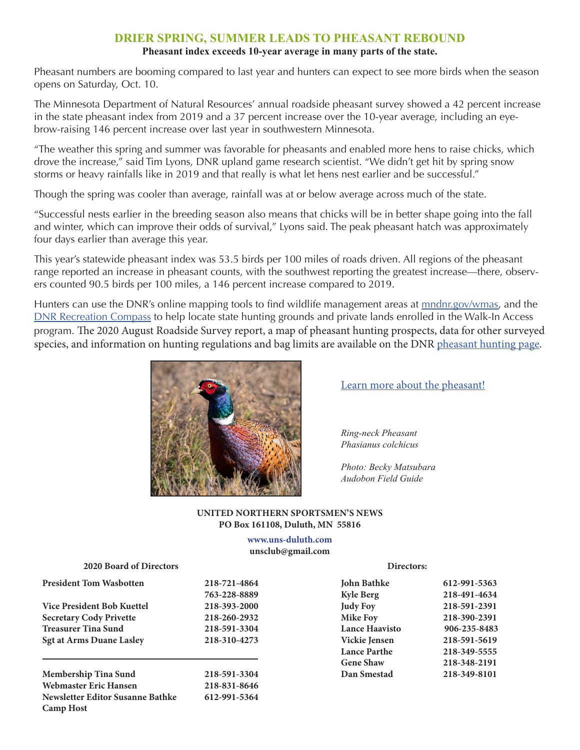## DRIER SPRING, SUMMER LEADS TO PHEASANT REBOUND

**Pheasant index exceeds 10-year average in many parts of the state.**

Pheasant numbers are booming compared to last year and hunters can expect to see more birds when the season opens on Saturday, Oct. 10.

The Minnesota Department of Natural Resources' annual roadside pheasant survey showed a 42 percent increase in the state pheasant index from 2019 and a 37 percent increase over the 10-year average, including an eye-brow-raising 146 percent increase over last year in southwestern Minnesota.

"The weather this spring and summer was favorable for pheasants and enabled more hens to raise chicks, which drove the increase," said Tim Lyons, DNR upland game research scientist. "We didn't get hit by spring snow storms or heavy rainfalls like in 2019 and that really is what let hens nest earlier and be successful."

Though the spring was cooler than average, rainfall was at or below average across much of the state.

"Successful nests earlier in the breeding season also means that chicks will be in better shape going into the fall and winter, which can improve their odds of survival," Lyons said. The peak pheasant hatch was approximately four days earlier than average this year.

This year's statewide pheasant index was 53.5 birds per 100 miles of roads driven. All regions of the pheasant range reported an increase in pheasant counts, with the southwest reporting the greatest increase—there, observers counted 90.5 birds per 100 miles, a 146 percent increase compared to 2019.

Hunters can use the DNR's online mapping tools to find wildlife management areas at mndnr.gov/wmas, and the DNR Recreation Compass to help locate state hunting grounds and private lands enrolled in the Walk-In Access program. The 2020 August Roadside Survey report, a map of pheasant hunting prospects, data for other surveyed species, and information on hunting regulations and bag limits are available on the DNR pheasant hunting page.

Learn more about the pheasant!

*Ring-neck Pheasant*
*Phasianus colchicus*

*Photo: Becky Matsubara*
*Audobon Field Guide*

**UNITED NORTHERN SPORTSMEN'S NEWS**
**PO Box 161108, Duluth, MN 55816**

**www.uns-duluth.com**
**unsclub@gmail.com**

**2020 Board of Directors**

| | |
|---|---|
| **President Tom Wasbotten** | **218-721-4864** |
| | **763-228-8889** |
| **Vice President Bob Kuettel** | **218-393-2000** |
| **Secretary Cody Privette** | **218-260-2932** |
| **Treasurer Tina Sund** | **218-591-3304** |
| **Sgt at Arms Duane Lasley** | **218-310-4273** |

| | |
|---|---|
| **Membership Tina Sund** | **218-591-3304** |
| **Webmaster Eric Hansen** | **218-831-8646** |
| **Newsletter Editor Susanne Bathke** | **612-991-5364** |
| **Camp Host** | |

**Directors:**

| | |
|---|---|
| **John Bathke** | **612-991-5363** |
| **Kyle Berg** | **218-491-4634** |
| **Judy Foy** | **218-591-2391** |
| **Mike Foy** | **218-390-2391** |
| **Lance Haavisto** | **906-235-8483** |
| **Vickie Jensen** | **218-591-5619** |
| **Lance Parthe** | **218-349-5555** |
| **Gene Shaw** | **218-348-2191** |
| **Dan Smestad** | **218-349-8101** |